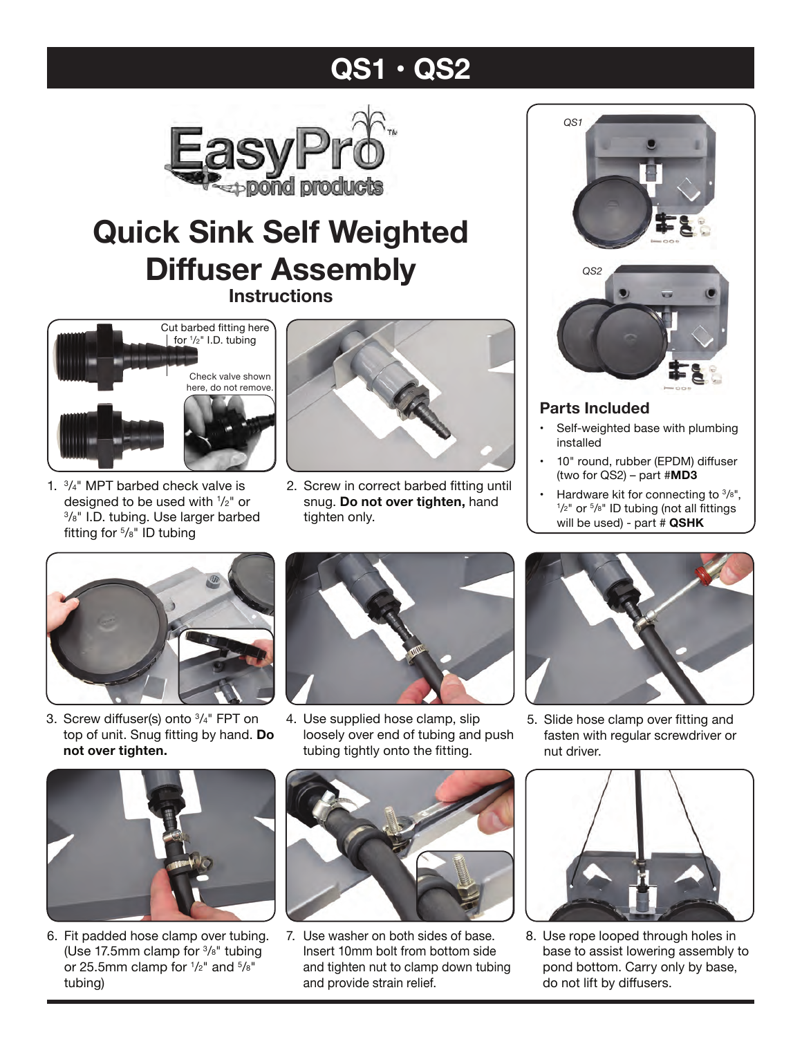# QS1 • QS2

EasyPro™ pond products

# Quick Sink Self Weighted Diffuser Assembly

### Instructions

Cut barbed fitting here for 1/2" I.D. tubing

Check valve shown here, do not remove.

1. 3/4" MPT barbed check valve is designed to be used with 1/2" or 3/8" I.D. tubing. Use larger barbed fitting for 5/8" ID tubing

2. Screw in correct barbed fitting until snug. **Do not over tighten,** hand tighten only.

*QS1*

*QS2*

## Parts Included

- Self-weighted base with plumbing installed
- 10" round, rubber (EPDM) diffuser (two for QS2) – part #**MD3**
- Hardware kit for connecting to 3/8", 1/2" or 5/8" ID tubing (not all fittings will be used) - part # **QSHK**

3. Screw diffuser(s) onto 3/4" FPT on top of unit. Snug fitting by hand. **Do not over tighten.**

4. Use supplied hose clamp, slip loosely over end of tubing and push tubing tightly onto the fitting.

5. Slide hose clamp over fitting and fasten with regular screwdriver or nut driver.

6. Fit padded hose clamp over tubing. (Use 17.5mm clamp for 3/8" tubing or 25.5mm clamp for 1/2" and 5/8" tubing)

7. Use washer on both sides of base. Insert 10mm bolt from bottom side and tighten nut to clamp down tubing and provide strain relief.

8. Use rope looped through holes in base to assist lowering assembly to pond bottom. Carry only by base, do not lift by diffusers.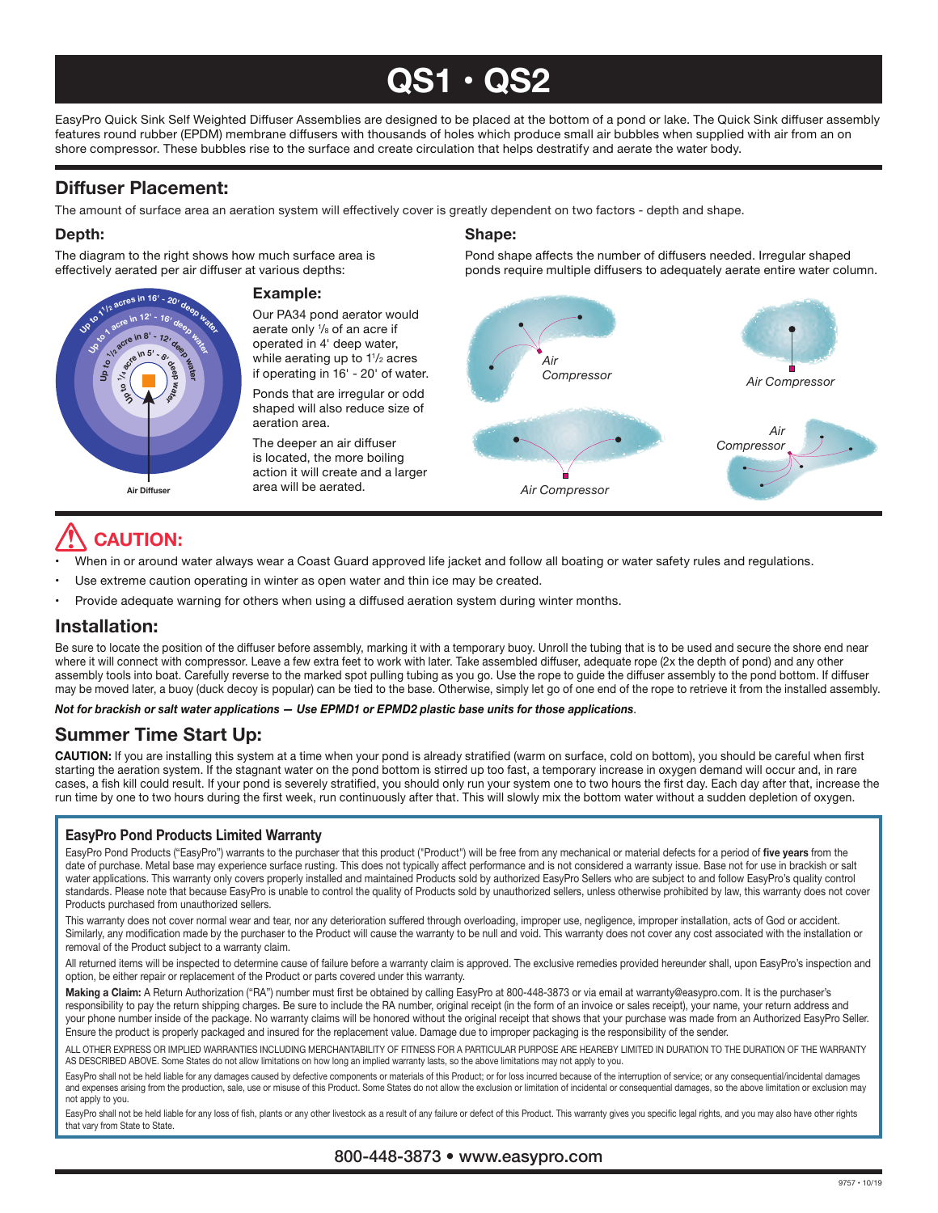# QS1 • QS2

EasyPro Quick Sink Self Weighted Diffuser Assemblies are designed to be placed at the bottom of a pond or lake. The Quick Sink diffuser assembly features round rubber (EPDM) membrane diffusers with thousands of holes which produce small air bubbles when supplied with air from an on shore compressor. These bubbles rise to the surface and create circulation that helps destratify and aerate the water body.

## Diffuser Placement:

The amount of surface area an aeration system will effectively cover is greatly dependent on two factors - depth and shape.

### Depth:

The diagram to the right shows how much surface area is effectively aerated per air diffuser at various depths:

Up to 1½ acres in 16' - 20' deep water
Up to 1 acre in 12' - 16' deep water
Up to ½ acre in 8' - 12' deep water
Up to ¼ acre in 5' - 8' deep water
Air Diffuser

### Example:

Our PA34 pond aerator would aerate only ⅛ of an acre if operated in 4' deep water, while aerating up to 1½ acres if operating in 16' - 20' of water.

Ponds that are irregular or odd shaped will also reduce size of aeration area.

The deeper an air diffuser is located, the more boiling action it will create and a larger area will be aerated.

### Shape:

Pond shape affects the number of diffusers needed. Irregular shaped ponds require multiple diffusers to adequately aerate entire water column.

Air Compressor

Air Compressor

Air Compressor

Air Compressor

## ⚠ CAUTION:

- When in or around water always wear a Coast Guard approved life jacket and follow all boating or water safety rules and regulations.
- Use extreme caution operating in winter as open water and thin ice may be created.
- Provide adequate warning for others when using a diffused aeration system during winter months.

## Installation:

Be sure to locate the position of the diffuser before assembly, marking it with a temporary buoy. Unroll the tubing that is to be used and secure the shore end near where it will connect with compressor. Leave a few extra feet to work with later. Take assembled diffuser, adequate rope (2x the depth of pond) and any other assembly tools into boat. Carefully reverse to the marked spot pulling tubing as you go. Use the rope to guide the diffuser assembly to the pond bottom. If diffuser may be moved later, a buoy (duck decoy is popular) can be tied to the base. Otherwise, simply let go of one end of the rope to retrieve it from the installed assembly.

***Not for brackish or salt water applications — Use EPMD1 or EPMD2 plastic base units for those applications***.

## Summer Time Start Up:

**CAUTION:** If you are installing this system at a time when your pond is already stratified (warm on surface, cold on bottom), you should be careful when first starting the aeration system. If the stagnant water on the pond bottom is stirred up too fast, a temporary increase in oxygen demand will occur and, in rare cases, a fish kill could result. If your pond is severely stratified, you should only run your system one to two hours the first day. Each day after that, increase the run time by one to two hours during the first week, run continuously after that. This will slowly mix the bottom water without a sudden depletion of oxygen.

### EasyPro Pond Products Limited Warranty

EasyPro Pond Products ("EasyPro") warrants to the purchaser that this product ("Product") will be free from any mechanical or material defects for a period of **five years** from the date of purchase. Metal base may experience surface rusting. This does not typically affect performance and is not considered a warranty issue. Base not for use in brackish or salt water applications. This warranty only covers properly installed and maintained Products sold by authorized EasyPro Sellers who are subject to and follow EasyPro's quality control standards. Please note that because EasyPro is unable to control the quality of Products sold by unauthorized sellers, unless otherwise prohibited by law, this warranty does not cover Products purchased from unauthorized sellers.

This warranty does not cover normal wear and tear, nor any deterioration suffered through overloading, improper use, negligence, improper installation, acts of God or accident. Similarly, any modification made by the purchaser to the Product will cause the warranty to be null and void. This warranty does not cover any cost associated with the installation or removal of the Product subject to a warranty claim.

All returned items will be inspected to determine cause of failure before a warranty claim is approved. The exclusive remedies provided hereunder shall, upon EasyPro's inspection and option, be either repair or replacement of the Product or parts covered under this warranty.

**Making a Claim:** A Return Authorization ("RA") number must first be obtained by calling EasyPro at 800-448-3873 or via email at warranty@easypro.com. It is the purchaser's responsibility to pay the return shipping charges. Be sure to include the RA number, original receipt (in the form of an invoice or sales receipt), your name, your return address and your phone number inside of the package. No warranty claims will be honored without the original receipt that shows that your purchase was made from an Authorized EasyPro Seller. Ensure the product is properly packaged and insured for the replacement value. Damage due to improper packaging is the responsibility of the sender.

ALL OTHER EXPRESS OR IMPLIED WARRANTIES INCLUDING MERCHANTABILITY OF FITNESS FOR A PARTICULAR PURPOSE ARE HEAREBY LIMITED IN DURATION TO THE DURATION OF THE WARRANTY AS DESCRIBED ABOVE. Some States do not allow limitations on how long an implied warranty lasts, so the above limitations may not apply to you.

EasyPro shall not be held liable for any damages caused by defective components or materials of this Product; or for loss incurred because of the interruption of service; or any consequential/incidental damages and expenses arising from the production, sale, use or misuse of this Product. Some States do not allow the exclusion or limitation of incidental or consequential damages, so the above limitation or exclusion may not apply to you.

EasyPro shall not be held liable for any loss of fish, plants or any other livestock as a result of any failure or defect of this Product. This warranty gives you specific legal rights, and you may also have other rights that vary from State to State.

800-448-3873 • www.easypro.com

9757 • 10/19